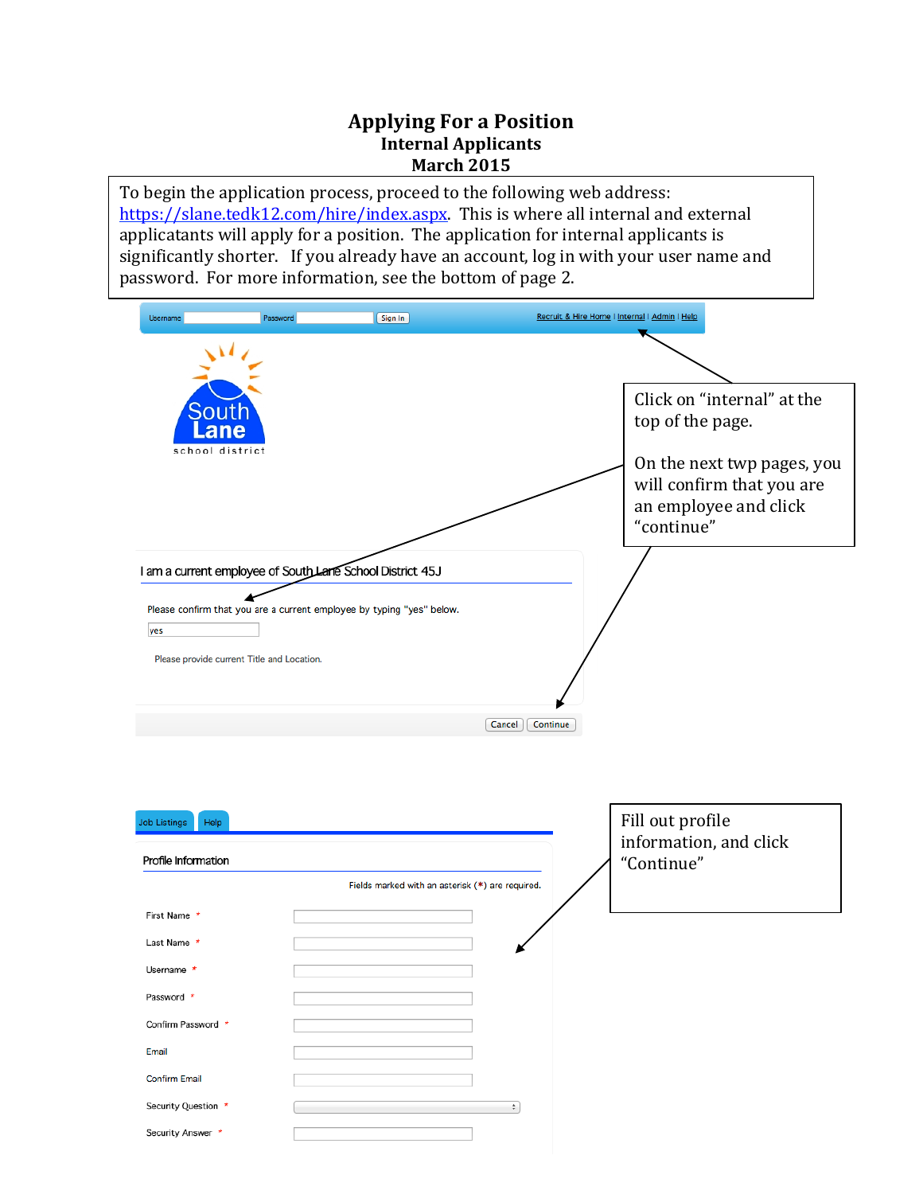# Applying For a Position

## Internal Applicants

## March 2015

To begin the application process, proceed to the following web address: https://slane.tedk12.com/hire/index.aspx. This is where all internal and external applicatants will apply for a position. The application for internal applicants is significantly shorter. If you already have an account, log in with your user name and password. For more information, see the bottom of page 2.

Username Password Sign In | Recruit & Hire Home | Internal | Admin | Help

South Lane school district

Click on "internal" at the top of the page.

On the next twp pages, you will confirm that you are an employee and click "continue"

I am a current employee of South Lane School District 45J

Please confirm that you are a current employee by typing "yes" below.

yes

Please provide current Title and Location.

Cancel | Continue

Job Listings | Help

Profile Information

Fields marked with an asterisk (*) are required.

- First Name *
- Last Name *
- Username *
- Password *
- Confirm Password *
- Email
- Confirm Email
- Security Question *
- Security Answer *

Fill out profile information, and click "Continue"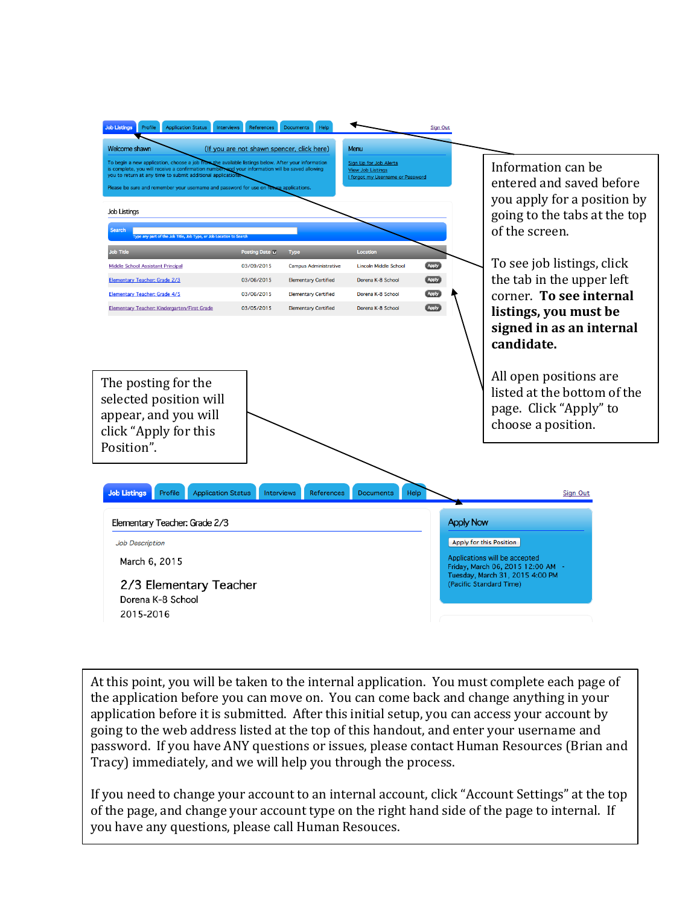Job Listings | Profile | Application Status | Interviews | References | Documents | Help — Sign Out

**Welcome shawn** (If you are not shawn spencer, click here)

To begin a new application, choose a job from the available listings below. After your information is complete, you will receive a confirmation number and your information will be saved allowing you to return at any time to submit additional applications.

Please be sure and remember your username and password for use on future applications.

**Menu**

- Sign Up for Job Alerts
- View Job Listings
- I forgot my Username or Password

**Job Listings**

Search — Type any part of the Job Title, Job Type, or Job Location to Search

| Job Title | Posting Date | Type | Location | |
|---|---|---|---|---|
| Middle School Assistant Principal | 03/09/2015 | Campus Administrative | Lincoln Middle School | Apply |
| Elementary Teacher: Grade 2/3 | 03/06/2015 | Elementary Certified | Dorena K-8 School | Apply |
| Elementary Teacher: Grade 4/5 | 03/06/2015 | Elementary Certified | Dorena K-8 School | Apply |
| Elementary Teacher: Kindergarten/First Grade | 03/05/2015 | Elementary Certified | Dorena K-8 School | Apply |

Information can be entered and saved before you apply for a position by going to the tabs at the top of the screen.

To see job listings, click the tab in the upper left corner. **To see internal listings, you must be signed in as an internal candidate.**

All open positions are listed at the bottom of the page. Click "Apply" to choose a position.

The posting for the selected position will appear, and you will click "Apply for this Position".

Job Listings | Profile | Application Status | Interviews | References | Documents | Help — Sign Out

**Elementary Teacher: Grade 2/3**

*Job Description*

March 6, 2015

2/3 Elementary Teacher
Dorena K-8 School
2015-2016

**Apply Now**

Apply for this Position

Applications will be accepted
Friday, March 06, 2015 12:00 AM -
Tuesday, March 31, 2015 4:00 PM
(Pacific Standard Time)

At this point, you will be taken to the internal application. You must complete each page of the application before you can move on. You can come back and change anything in your application before it is submitted. After this initial setup, you can access your account by going to the web address listed at the top of this handout, and enter your username and password. If you have ANY questions or issues, please contact Human Resources (Brian and Tracy) immediately, and we will help you through the process.

If you need to change your account to an internal account, click "Account Settings" at the top of the page, and change your account type on the right hand side of the page to internal. If you have any questions, please call Human Resouces.